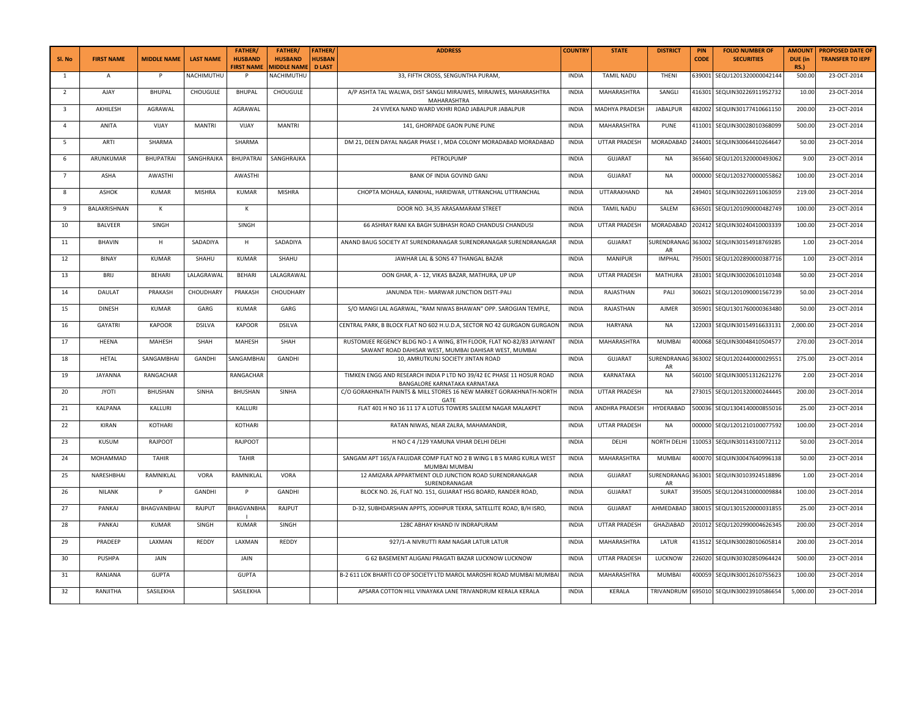| Sl. No | FIRST NAME | MIDDLE NAME | LAST NAME | FATHER/ HUSBAND FIRST NAME | FATHER/ HUSBAND MIDDLE NAME | FATHER/ HUSBAND LAST | ADDRESS | COUNTRY | STATE | DISTRICT | PIN CODE | FOLIO NUMBER OF SECURITIES | AMOUNT DUE (in RS.) | PROPOSED DATE OF TRANSFER TO IEPF |
|---|---|---|---|---|---|---|---|---|---|---|---|---|---|---|
| 1 | A | P | NACHIMUTHU | P | NACHIMUTHU | | 33, FIFTH CROSS, SENGUNTHA PURAM, | INDIA | TAMIL NADU | THENI | 639001 | SEQU1201320000042144 | 500.00 | 23-OCT-2014 |
| 2 | AJAY | BHUPAL | CHOUGULE | BHUPAL | CHOUGULE | | A/P ASHTA TAL WALWA, DIST SANGLI MIRAJWES, MIRAJWES, MAHARASHTRA MAHARASHTRA | INDIA | MAHARASHTRA | SANGLI | 416301 | SEQUIN30226911952732 | 10.00 | 23-OCT-2014 |
| 3 | AKHILESH | AGRAWAL | | AGRAWAL | | | 24 VIVEKA NAND WARD VKHRI ROAD JABALPUR JABALPUR | INDIA | MADHYA PRADESH | JABALPUR | 482002 | SEQUIN30177410661150 | 200.00 | 23-OCT-2014 |
| 4 | ANITA | VIJAY | MANTRI | VIJAY | MANTRI | | 141, GHORPADE GAON PUNE PUNE | INDIA | MAHARASHTRA | PUNE | 411001 | SEQUIN30028010368099 | 500.00 | 23-OCT-2014 |
| 5 | ARTI | SHARMA | | SHARMA | | | DM 21, DEEN DAYAL NAGAR PHASE I , MDA COLONY MORADABAD MORADABAD | INDIA | UTTAR PRADESH | MORADABAD | 244001 | SEQUIN30064410264647 | 50.00 | 23-OCT-2014 |
| 6 | ARUNKUMAR | BHUPATRAI | SANGHRAJKA | BHUPATRAI | SANGHRAJKA | | PETROLPUMP | INDIA | GUJARAT | NA | 365640 | SEQU1201320000493062 | 9.00 | 23-OCT-2014 |
| 7 | ASHA | AWASTHI | | AWASTHI | | | BANK OF INDIA GOVIND GANJ | INDIA | GUJARAT | NA | 000000 | SEQU1203270000055862 | 100.00 | 23-OCT-2014 |
| 8 | ASHOK | KUMAR | MISHRA | KUMAR | MISHRA | | CHOPTA MOHALA, KANKHAL, HARIDWAR, UTTRANCHAL UTTRANCHAL | INDIA | UTTARAKHAND | NA | 249401 | SEQUIN30226911063059 | 219.00 | 23-OCT-2014 |
| 9 | BALAKRISHNAN | K | | K | | | DOOR NO. 34,35 ARASAMARAM STREET | INDIA | TAMIL NADU | SALEM | 636501 | SEQU1201090000482749 | 100.00 | 23-OCT-2014 |
| 10 | BALVEER | SINGH | | SINGH | | | 66 ASHRAY RANI KA BAGH SUBHASH ROAD CHANDUSI CHANDUSI | INDIA | UTTAR PRADESH | MORADABAD | 202412 | SEQUIN30240410003339 | 100.00 | 23-OCT-2014 |
| 11 | BHAVIN | H | SADADIYA | H | SADADIYA | | ANAND BAUG SOCIETY AT SURENDRANAGAR SURENDRANAGAR SURENDRANAGAR | INDIA | GUJARAT | SURENDRANAGAR | 363002 | SEQUIN30154918769285 | 1.00 | 23-OCT-2014 |
| 12 | BINAY | KUMAR | SHAHU | KUMAR | SHAHU | | JAWHAR LAL & SONS 47 THANGAL BAZAR | INDIA | MANIPUR | IMPHAL | 795001 | SEQU1202890000387716 | 1.00 | 23-OCT-2014 |
| 13 | BRIJ | BEHARI | LALAGRAWAL | BEHARI | LALAGRAWAL | | OON GHAR, A - 12, VIKAS BAZAR, MATHURA, UP UP | INDIA | UTTAR PRADESH | MATHURA | 281001 | SEQUIN30020610110348 | 50.00 | 23-OCT-2014 |
| 14 | DAULAT | PRAKASH | CHOUDHARY | PRAKASH | CHOUDHARY | | JANUNDA TEH:- MARWAR JUNCTION DISTT-PALI | INDIA | RAJASTHAN | PALI | 306021 | SEQU1201090001567239 | 50.00 | 23-OCT-2014 |
| 15 | DINESH | KUMAR | GARG | KUMAR | GARG | | S/O MANGI LAL AGARWAL, "RAM NIWAS BHAWAN" OPP. SAROGIAN TEMPLE, | INDIA | RAJASTHAN | AJMER | 305901 | SEQU1301760000363480 | 50.00 | 23-OCT-2014 |
| 16 | GAYATRI | KAPOOR | DSILVA | KAPOOR | DSILVA | | CENTRAL PARK, B BLOCK FLAT NO 602 H.U.D.A, SECTOR NO 42 GURGAON GURGAON | INDIA | HARYANA | NA | 122003 | SEQUIN30154916633131 | 2,000.00 | 23-OCT-2014 |
| 17 | HEENA | MAHESH | SHAH | MAHESH | SHAH | | RUSTOMJEE REGENCY BLDG NO-1 A WING, 8TH FLOOR, FLAT NO-82/83 JAYWANT SAWANT ROAD DAHISAR WEST, MUMBAI DAHISAR WEST, MUMBAI | INDIA | MAHARASHTRA | MUMBAI | 400068 | SEQUIN30048410504577 | 270.00 | 23-OCT-2014 |
| 18 | HETAL | SANGAMBHAI | GANDHI | SANGAMBHAI | GANDHI | | 10, AMRUTKUNJ SOCIETY JINTAN ROAD | INDIA | GUJARAT | SURENDRANAGAR | 363002 | SEQU1202440000029551 | 275.00 | 23-OCT-2014 |
| 19 | JAYANNA | RANGACHAR | | RANGACHAR | | | TIMKEN ENGG AND RESEARCH INDIA P LTD NO 39/42 EC PHASE 11 HOSUR ROAD BANGALORE KARNATAKA KARNATAKA | INDIA | KARNATAKA | NA | 560100 | SEQUIN30051312621276 | 2.00 | 23-OCT-2014 |
| 20 | JYOTI | BHUSHAN | SINHA | BHUSHAN | SINHA | | C/O GORAKHNATH PAINTS & MILL STORES 16 NEW MARKET GORAKHNATH-NORTH GATE | INDIA | UTTAR PRADESH | NA | 273015 | SEQU1201320000244445 | 200.00 | 23-OCT-2014 |
| 21 | KALPANA | KALLURI | | KALLURI | | | FLAT 401 H NO 16 11 17 A LOTUS TOWERS SALEEM NAGAR MALAKPET | INDIA | ANDHRA PRADESH | HYDERABAD | 500036 | SEQU1304140000855016 | 25.00 | 23-OCT-2014 |
| 22 | KIRAN | KOTHARI | | KOTHARI | | | RATAN NIWAS, NEAR ZALRA, MAHAMANDIR, | INDIA | UTTAR PRADESH | NA | 000000 | SEQU1201210100077592 | 100.00 | 23-OCT-2014 |
| 23 | KUSUM | RAJPOOT | | RAJPOOT | | | H NO C 4 /129 YAMUNA VIHAR DELHI DELHI | INDIA | DELHI | NORTH DELHI | 110053 | SEQUIN30114310072112 | 50.00 | 23-OCT-2014 |
| 24 | MOHAMMAD | TAHIR | | TAHIR | | | SANGAM APT 165/A FAUJDAR COMP FLAT NO 2 B WING L B S MARG KURLA WEST MUMBAI MUMBAI | INDIA | MAHARASHTRA | MUMBAI | 400070 | SEQUIN30047640996138 | 50.00 | 23-OCT-2014 |
| 25 | NARESHBHAI | RAMNIKLAL | VORA | RAMNIKLAL | VORA | | 12 AMIZARA APPARTMENT OLD JUNCTION ROAD SURENDRANAGAR SURENDRANAGAR | INDIA | GUJARAT | SURENDRANAGAR | 363001 | SEQUIN30103924518896 | 1.00 | 23-OCT-2014 |
| 26 | NILANK | P | GANDHI | P | GANDHI | | BLOCK NO. 26, FLAT NO. 151, GUJARAT HSG BOARD, RANDER ROAD, | INDIA | GUJARAT | SURAT | 395005 | SEQU1204310000009884 | 100.00 | 23-OCT-2014 |
| 27 | PANKAJ | BHAGVANBHAI | RAJPUT | BHAGVANBHAI | RAJPUT | | D-32, SUBHDARSHAN APPTS, JODHPUR TEKRA, SATELLITE ROAD, B/H ISRO, | INDIA | GUJARAT | AHMEDABAD | 380015 | SEQU1301520000031855 | 25.00 | 23-OCT-2014 |
| 28 | PANKAJ | KUMAR | SINGH | KUMAR | SINGH | | 128C ABHAY KHAND IV INDRAPURAM | INDIA | UTTAR PRADESH | GHAZIABAD | 201012 | SEQU1202990004626345 | 200.00 | 23-OCT-2014 |
| 29 | PRADEEP | LAXMAN | REDDY | LAXMAN | REDDY | | 927/1-A NIVRUTTI RAM NAGAR LATUR LATUR | INDIA | MAHARASHTRA | LATUR | 413512 | SEQUIN30028010605814 | 200.00 | 23-OCT-2014 |
| 30 | PUSHPA | JAIN | | JAIN | | | G 62 BASEMENT ALIGANJ PRAGATI BAZAR LUCKNOW LUCKNOW | INDIA | UTTAR PRADESH | LUCKNOW | 226020 | SEQUIN30302850964424 | 500.00 | 23-OCT-2014 |
| 31 | RANJANA | GUPTA | | GUPTA | | | B-2 611 LOK BHARTI CO OP SOCIETY LTD MAROL MAROSHI ROAD MUMBAI MUMBAI | INDIA | MAHARASHTRA | MUMBAI | 400059 | SEQUIN30012610755623 | 100.00 | 23-OCT-2014 |
| 32 | RANJITHA | SASILEKHA | | SASILEKHA | | | APSARA COTTON HILL VINAYAKA LANE TRIVANDRUM KERALA KERALA | INDIA | KERALA | TRIVANDRUM | 695010 | SEQUIN30023910586654 | 5,000.00 | 23-OCT-2014 |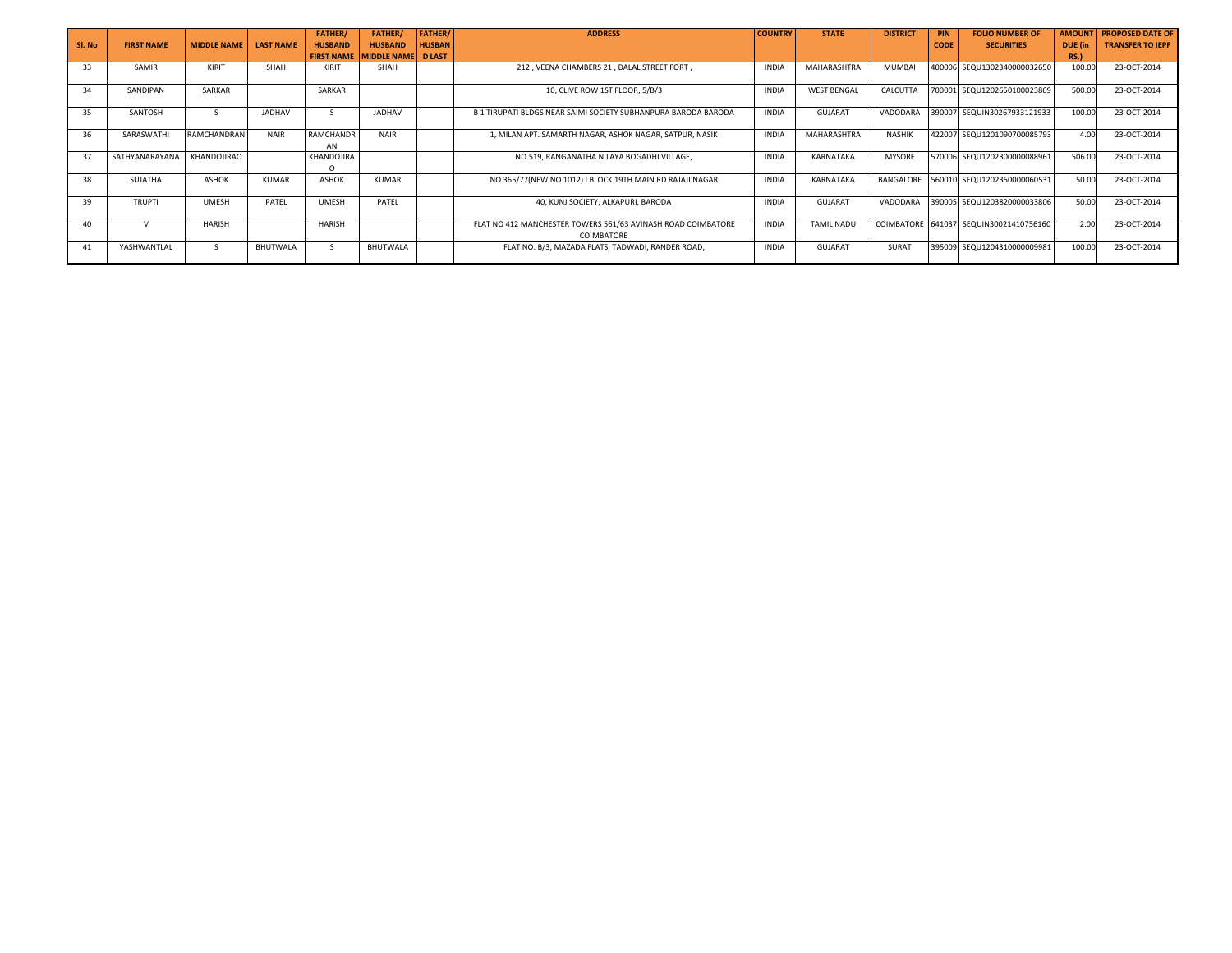| Sl. No | FIRST NAME | MIDDLE NAME | LAST NAME | FATHER/ HUSBAND FIRST NAME | FATHER/ HUSBAND MIDDLE NAME | FATHER/ HUSBAND LAST | ADDRESS | COUNTRY | STATE | DISTRICT | PIN CODE | FOLIO NUMBER OF SECURITIES | AMOUNT DUE (in RS.) | PROPOSED DATE OF TRANSFER TO IEPF |
|---|---|---|---|---|---|---|---|---|---|---|---|---|---|---|
| 33 | SAMIR | KIRIT | SHAH | KIRIT | SHAH | | 212 , VEENA CHAMBERS 21 , DALAL STREET FORT , | INDIA | MAHARASHTRA | MUMBAI | 400006 | SEQU1302340000032650 | 100.00 | 23-OCT-2014 |
| 34 | SANDIPAN | SARKAR | | SARKAR | | | 10, CLIVE ROW 1ST FLOOR, 5/B/3 | INDIA | WEST BENGAL | CALCUTTA | 700001 | SEQU1202650100023869 | 500.00 | 23-OCT-2014 |
| 35 | SANTOSH | S | JADHAV | S | JADHAV | | B 1 TIRUPATI BLDGS NEAR SAIMI SOCIETY SUBHANPURA BARODA BARODA | INDIA | GUJARAT | VADODARA | 390007 | SEQUIN30267933121933 | 100.00 | 23-OCT-2014 |
| 36 | SARASWATHI | RAMCHANDRAN | NAIR | RAMCHANDRAN | NAIR | | 1, MILAN APT. SAMARTH NAGAR, ASHOK NAGAR, SATPUR, NASIK | INDIA | MAHARASHTRA | NASHIK | 422007 | SEQU1201090700085793 | 4.00 | 23-OCT-2014 |
| 37 | SATHYANARAYANA | KHANDOJIRAO | | KHANDOJIRAO | | | NO.519, RANGANATHA NILAYA BOGADHI VILLAGE, | INDIA | KARNATAKA | MYSORE | 570006 | SEQU1202300000088961 | 506.00 | 23-OCT-2014 |
| 38 | SUJATHA | ASHOK | KUMAR | ASHOK | KUMAR | | NO 365/77(NEW NO 1012) I BLOCK 19TH MAIN RD RAJAJI NAGAR | INDIA | KARNATAKA | BANGALORE | 560010 | SEQU1202350000060531 | 50.00 | 23-OCT-2014 |
| 39 | TRUPTI | UMESH | PATEL | UMESH | PATEL | | 40, KUNJ SOCIETY, ALKAPURI, BARODA | INDIA | GUJARAT | VADODARA | 390005 | SEQU1203820000033806 | 50.00 | 23-OCT-2014 |
| 40 | V | HARISH | | HARISH | | | FLAT NO 412 MANCHESTER TOWERS 561/63 AVINASH ROAD COIMBATORE COIMBATORE | INDIA | TAMIL NADU | COIMBATORE | 641037 | SEQUIN30021410756160 | 2.00 | 23-OCT-2014 |
| 41 | YASHWANTLAL | S | BHUTWALA | S | BHUTWALA | | FLAT NO. B/3, MAZADA FLATS, TADWADI, RANDER ROAD, | INDIA | GUJARAT | SURAT | 395009 | SEQU1204310000009981 | 100.00 | 23-OCT-2014 |